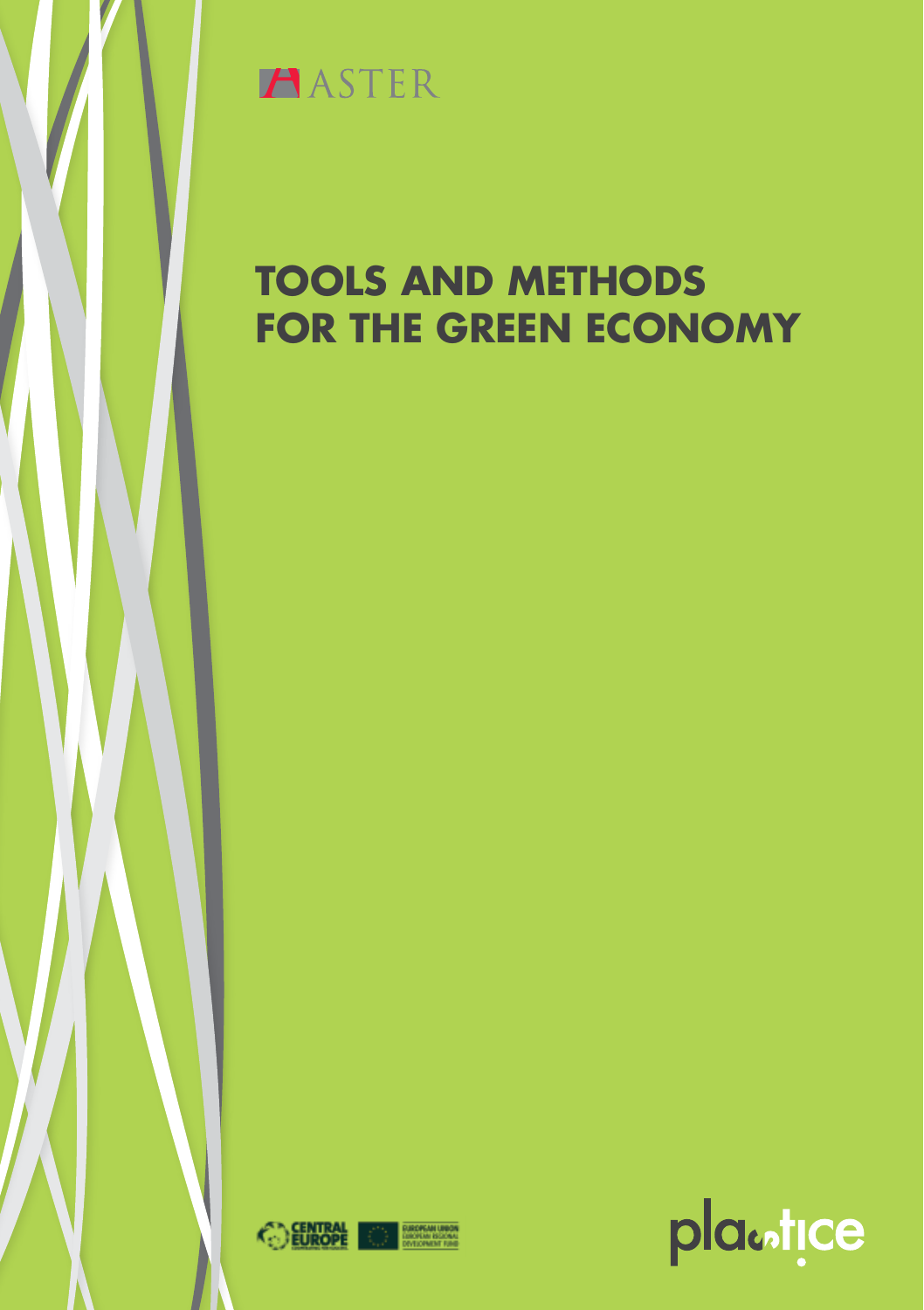ASTER

# TOOLS AND METHODS FOR THE GREEN ECONOMY

CENTRAL EUROPE

EUROPEAN UNION
EUROPEAN REGIONAL DEVELOPMENT FUND

plastice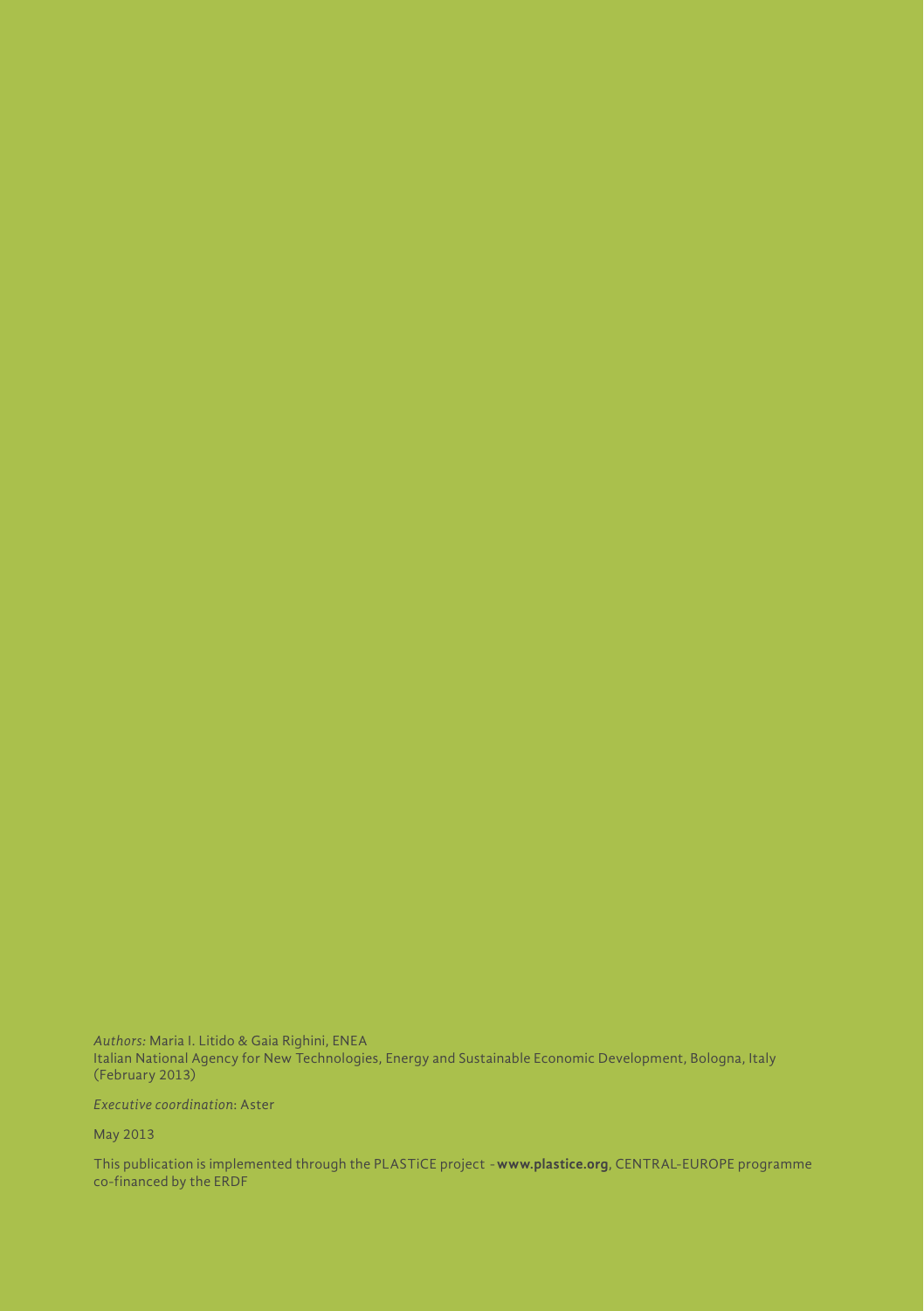*Authors:* Maria I. Litido & Gaia Righini, ENEA
Italian National Agency for New Technologies, Energy and Sustainable Economic Development, Bologna, Italy
(February 2013)

*Executive coordination*: Aster

May 2013

This publication is implemented through the PLASTiCE project - **www.plastice.org**, CENTRAL-EUROPE programme co-financed by the ERDF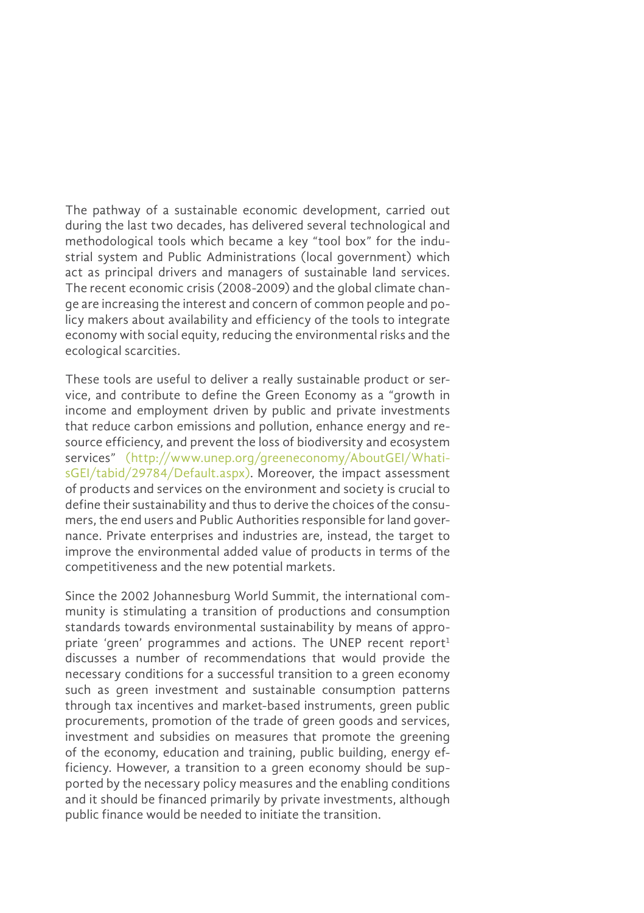The pathway of a sustainable economic development, carried out during the last two decades, has delivered several technological and methodological tools which became a key "tool box" for the industrial system and Public Administrations (local government) which act as principal drivers and managers of sustainable land services. The recent economic crisis (2008-2009) and the global climate change are increasing the interest and concern of common people and policy makers about availability and efficiency of the tools to integrate economy with social equity, reducing the environmental risks and the ecological scarcities.

These tools are useful to deliver a really sustainable product or service, and contribute to define the Green Economy as a "growth in income and employment driven by public and private investments that reduce carbon emissions and pollution, enhance energy and resource efficiency, and prevent the loss of biodiversity and ecosystem services" (http://www.unep.org/greeneconomy/AboutGEI/WhatisGEI/tabid/29784/Default.aspx). Moreover, the impact assessment of products and services on the environment and society is crucial to define their sustainability and thus to derive the choices of the consumers, the end users and Public Authorities responsible for land governance. Private enterprises and industries are, instead, the target to improve the environmental added value of products in terms of the competitiveness and the new potential markets.

Since the 2002 Johannesburg World Summit, the international community is stimulating a transition of productions and consumption standards towards environmental sustainability by means of appropriate 'green' programmes and actions. The UNEP recent report[1] discusses a number of recommendations that would provide the necessary conditions for a successful transition to a green economy such as green investment and sustainable consumption patterns through tax incentives and market-based instruments, green public procurements, promotion of the trade of green goods and services, investment and subsidies on measures that promote the greening of the economy, education and training, public building, energy efficiency. However, a transition to a green economy should be supported by the necessary policy measures and the enabling conditions and it should be financed primarily by private investments, although public finance would be needed to initiate the transition.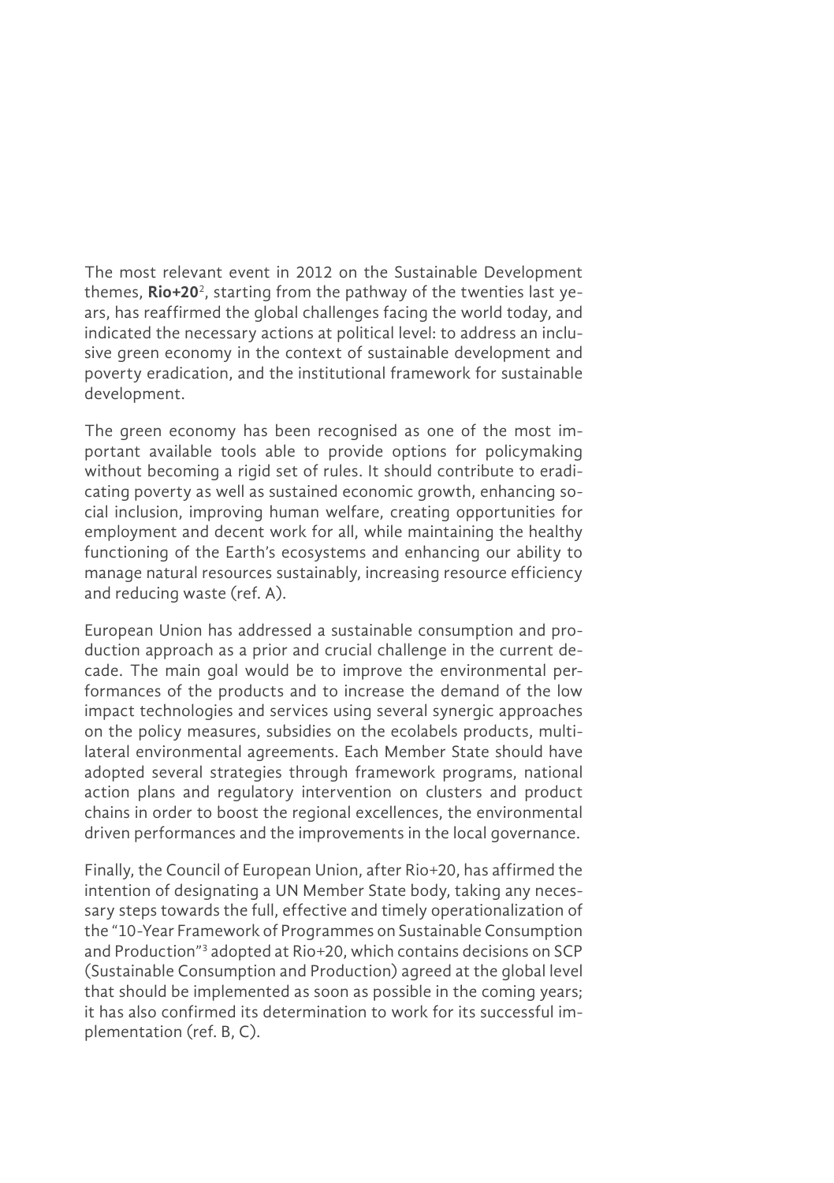The most relevant event in 2012 on the Sustainable Development themes, **Rio+20**[2], starting from the pathway of the twenties last years, has reaffirmed the global challenges facing the world today, and indicated the necessary actions at political level: to address an inclusive green economy in the context of sustainable development and poverty eradication, and the institutional framework for sustainable development.

The green economy has been recognised as one of the most important available tools able to provide options for policymaking without becoming a rigid set of rules. It should contribute to eradicating poverty as well as sustained economic growth, enhancing social inclusion, improving human welfare, creating opportunities for employment and decent work for all, while maintaining the healthy functioning of the Earth's ecosystems and enhancing our ability to manage natural resources sustainably, increasing resource efficiency and reducing waste (ref. A).

European Union has addressed a sustainable consumption and production approach as a prior and crucial challenge in the current decade. The main goal would be to improve the environmental performances of the products and to increase the demand of the low impact technologies and services using several synergic approaches on the policy measures, subsidies on the ecolabels products, multilateral environmental agreements. Each Member State should have adopted several strategies through framework programs, national action plans and regulatory intervention on clusters and product chains in order to boost the regional excellences, the environmental driven performances and the improvements in the local governance.

Finally, the Council of European Union, after Rio+20, has affirmed the intention of designating a UN Member State body, taking any necessary steps towards the full, effective and timely operationalization of the "10-Year Framework of Programmes on Sustainable Consumption and Production"[3] adopted at Rio+20, which contains decisions on SCP (Sustainable Consumption and Production) agreed at the global level that should be implemented as soon as possible in the coming years; it has also confirmed its determination to work for its successful implementation (ref. B, C).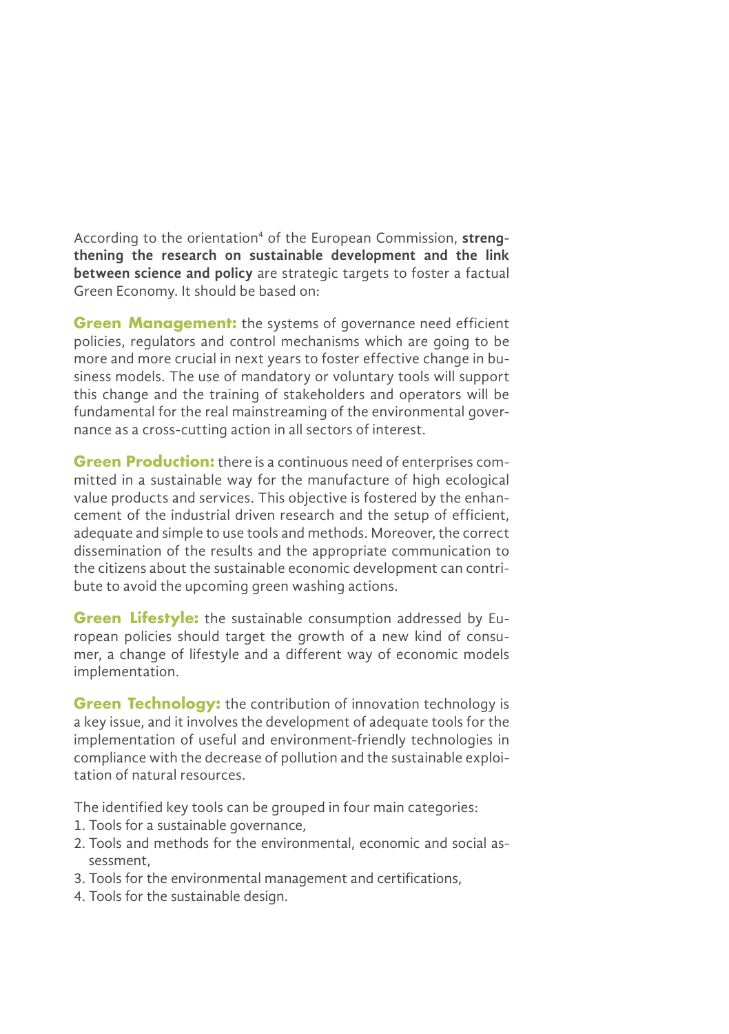According to the orientation[4] of the European Commission, **strengthening the research on sustainable development and the link between science and policy** are strategic targets to foster a factual Green Economy. It should be based on:

**Green Management:** the systems of governance need efficient policies, regulators and control mechanisms which are going to be more and more crucial in next years to foster effective change in business models. The use of mandatory or voluntary tools will support this change and the training of stakeholders and operators will be fundamental for the real mainstreaming of the environmental governance as a cross-cutting action in all sectors of interest.

**Green Production:** there is a continuous need of enterprises committed in a sustainable way for the manufacture of high ecological value products and services. This objective is fostered by the enhancement of the industrial driven research and the setup of efficient, adequate and simple to use tools and methods. Moreover, the correct dissemination of the results and the appropriate communication to the citizens about the sustainable economic development can contribute to avoid the upcoming green washing actions.

**Green Lifestyle:** the sustainable consumption addressed by European policies should target the growth of a new kind of consumer, a change of lifestyle and a different way of economic models implementation.

**Green Technology:** the contribution of innovation technology is a key issue, and it involves the development of adequate tools for the implementation of useful and environment-friendly technologies in compliance with the decrease of pollution and the sustainable exploitation of natural resources.

The identified key tools can be grouped in four main categories:

1. Tools for a sustainable governance,
2. Tools and methods for the environmental, economic and social assessment,
3. Tools for the environmental management and certifications,
4. Tools for the sustainable design.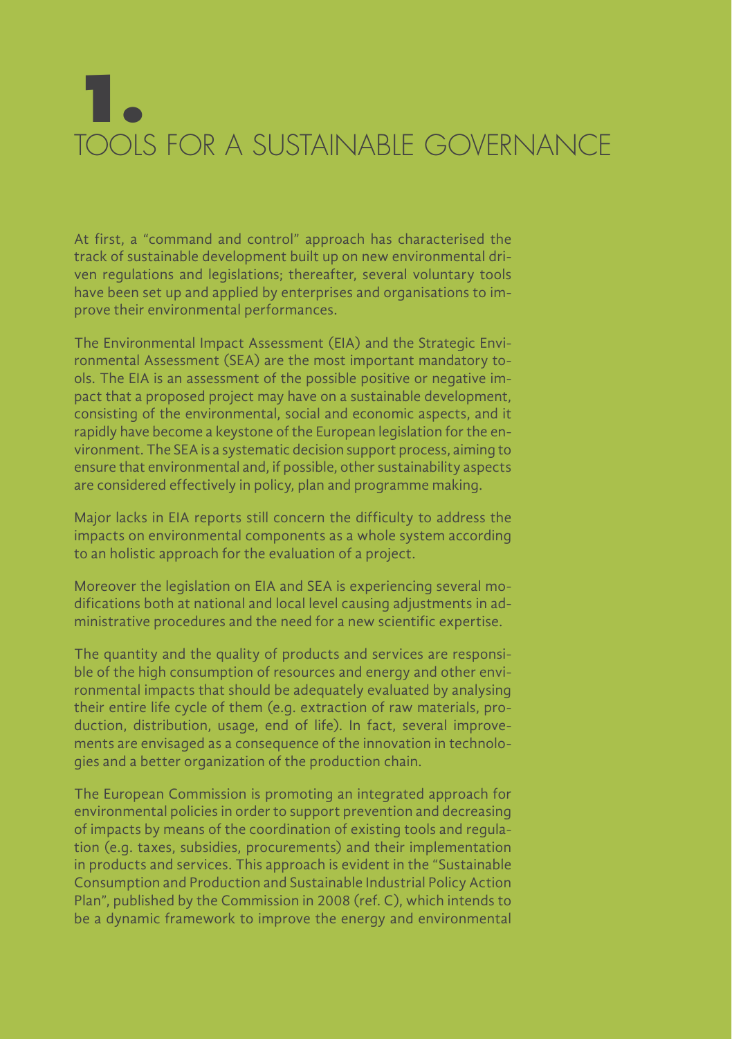# 1. TOOLS FOR A SUSTAINABLE GOVERNANCE

At first, a "command and control" approach has characterised the track of sustainable development built up on new environmental driven regulations and legislations; thereafter, several voluntary tools have been set up and applied by enterprises and organisations to improve their environmental performances.

The Environmental Impact Assessment (EIA) and the Strategic Environmental Assessment (SEA) are the most important mandatory tools. The EIA is an assessment of the possible positive or negative impact that a proposed project may have on a sustainable development, consisting of the environmental, social and economic aspects, and it rapidly have become a keystone of the European legislation for the environment. The SEA is a systematic decision support process, aiming to ensure that environmental and, if possible, other sustainability aspects are considered effectively in policy, plan and programme making.

Major lacks in EIA reports still concern the difficulty to address the impacts on environmental components as a whole system according to an holistic approach for the evaluation of a project.

Moreover the legislation on EIA and SEA is experiencing several modifications both at national and local level causing adjustments in administrative procedures and the need for a new scientific expertise.

The quantity and the quality of products and services are responsible of the high consumption of resources and energy and other environmental impacts that should be adequately evaluated by analysing their entire life cycle of them (e.g. extraction of raw materials, production, distribution, usage, end of life). In fact, several improvements are envisaged as a consequence of the innovation in technologies and a better organization of the production chain.

The European Commission is promoting an integrated approach for environmental policies in order to support prevention and decreasing of impacts by means of the coordination of existing tools and regulation (e.g. taxes, subsidies, procurements) and their implementation in products and services. This approach is evident in the "Sustainable Consumption and Production and Sustainable Industrial Policy Action Plan", published by the Commission in 2008 (ref. C), which intends to be a dynamic framework to improve the energy and environmental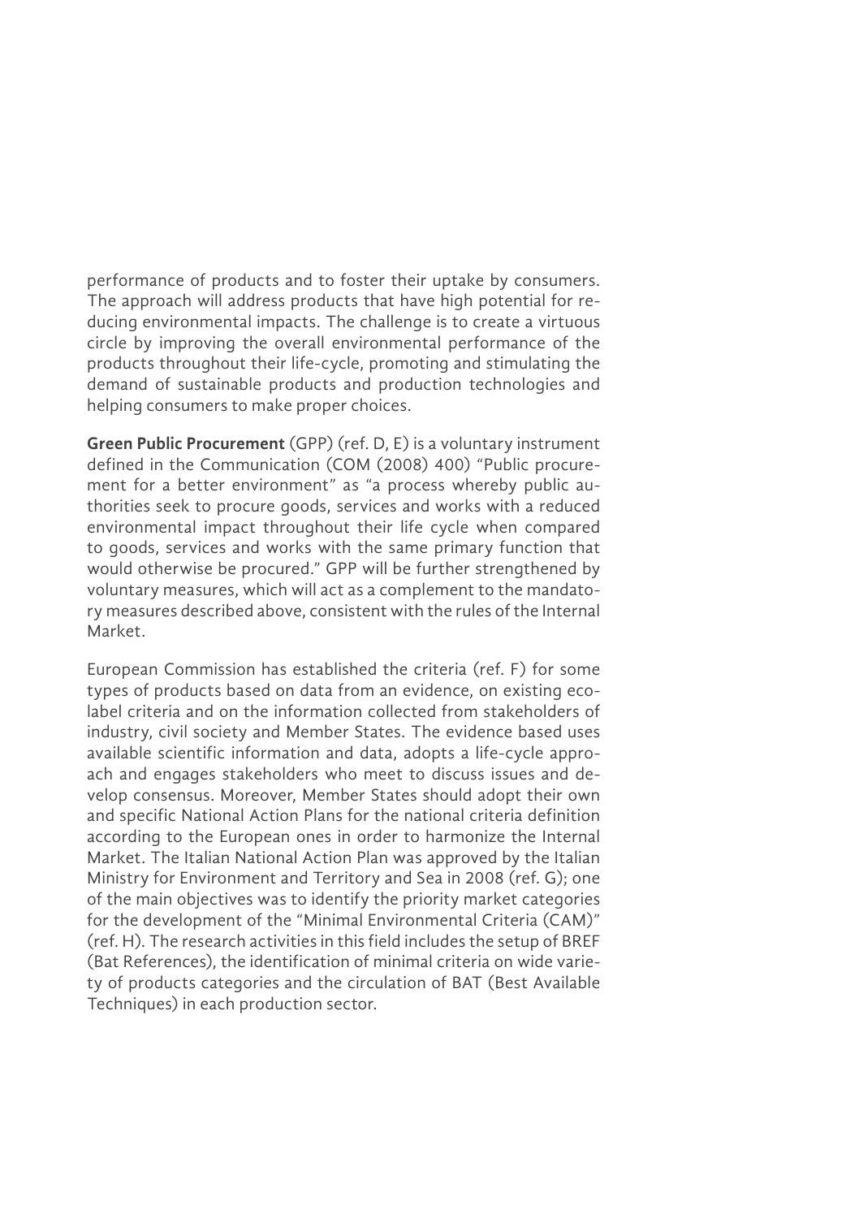performance of products and to foster their uptake by consumers. The approach will address products that have high potential for reducing environmental impacts. The challenge is to create a virtuous circle by improving the overall environmental performance of the products throughout their life-cycle, promoting and stimulating the demand of sustainable products and production technologies and helping consumers to make proper choices.

**Green Public Procurement** (GPP) (ref. D, E) is a voluntary instrument defined in the Communication (COM (2008) 400) "Public procurement for a better environment" as "a process whereby public authorities seek to procure goods, services and works with a reduced environmental impact throughout their life cycle when compared to goods, services and works with the same primary function that would otherwise be procured." GPP will be further strengthened by voluntary measures, which will act as a complement to the mandatory measures described above, consistent with the rules of the Internal Market.

European Commission has established the criteria (ref. F) for some types of products based on data from an evidence, on existing eco-label criteria and on the information collected from stakeholders of industry, civil society and Member States. The evidence based uses available scientific information and data, adopts a life-cycle approach and engages stakeholders who meet to discuss issues and develop consensus. Moreover, Member States should adopt their own and specific National Action Plans for the national criteria definition according to the European ones in order to harmonize the Internal Market. The Italian National Action Plan was approved by the Italian Ministry for Environment and Territory and Sea in 2008 (ref. G); one of the main objectives was to identify the priority market categories for the development of the "Minimal Environmental Criteria (CAM)" (ref. H). The research activities in this field includes the setup of BREF (Bat References), the identification of minimal criteria on wide variety of products categories and the circulation of BAT (Best Available Techniques) in each production sector.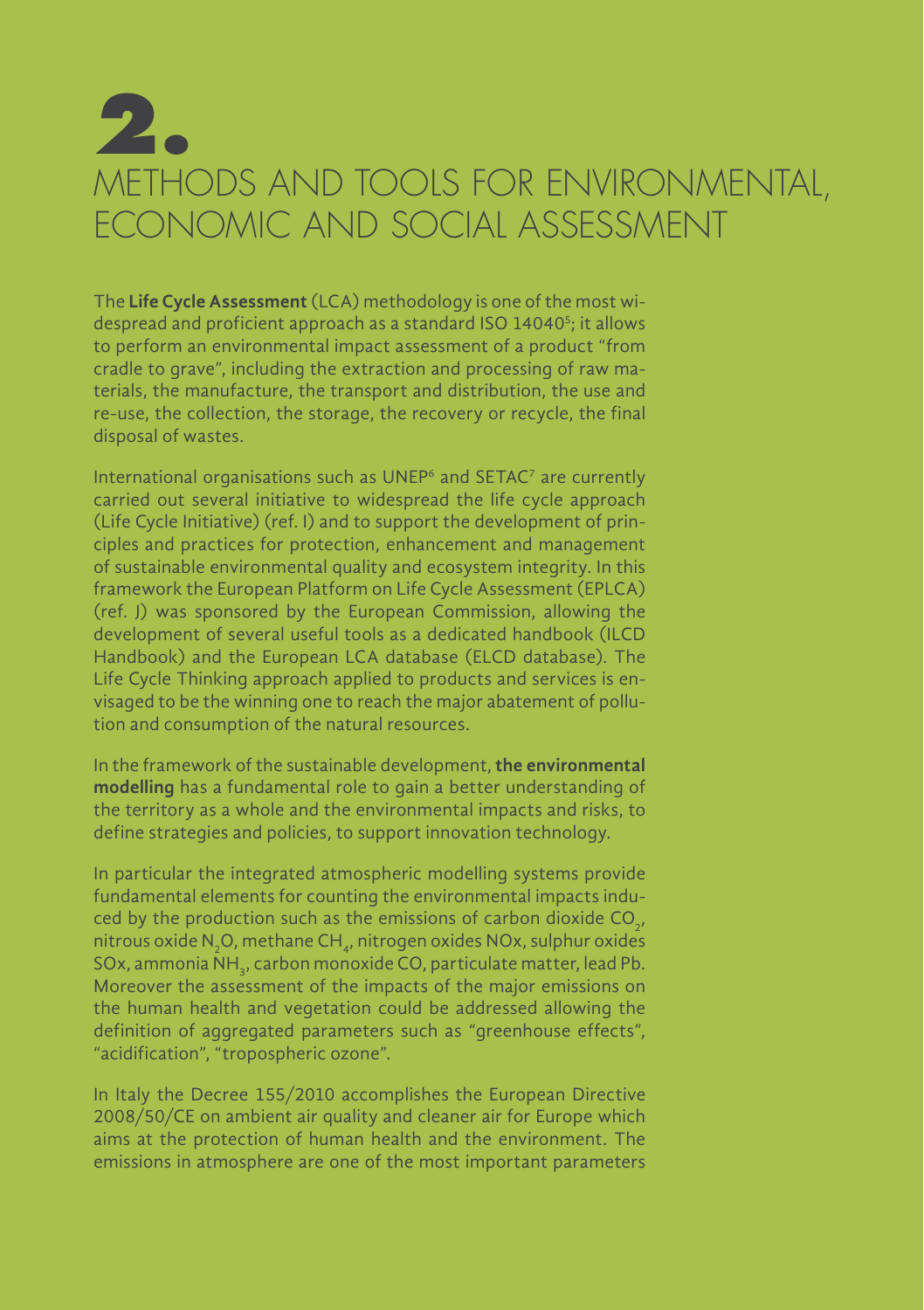# 2. METHODS AND TOOLS FOR ENVIRONMENTAL, ECONOMIC AND SOCIAL ASSESSMENT

The **Life Cycle Assessment** (LCA) methodology is one of the most widespread and proficient approach as a standard ISO 14040[5]; it allows to perform an environmental impact assessment of a product "from cradle to grave", including the extraction and processing of raw materials, the manufacture, the transport and distribution, the use and re-use, the collection, the storage, the recovery or recycle, the final disposal of wastes.

International organisations such as UNEP[6] and SETAC[7] are currently carried out several initiative to widespread the life cycle approach (Life Cycle Initiative) (ref. I) and to support the development of principles and practices for protection, enhancement and management of sustainable environmental quality and ecosystem integrity. In this framework the European Platform on Life Cycle Assessment (EPLCA) (ref. J) was sponsored by the European Commission, allowing the development of several useful tools as a dedicated handbook (ILCD Handbook) and the European LCA database (ELCD database). The Life Cycle Thinking approach applied to products and services is envisaged to be the winning one to reach the major abatement of pollution and consumption of the natural resources.

In the framework of the sustainable development, **the environmental modelling** has a fundamental role to gain a better understanding of the territory as a whole and the environmental impacts and risks, to define strategies and policies, to support innovation technology.

In particular the integrated atmospheric modelling systems provide fundamental elements for counting the environmental impacts induced by the production such as the emissions of carbon dioxide $CO_2$, nitrous oxide $N_2O$, methane $CH_4$, nitrogen oxides NOx, sulphur oxides SOx, ammonia $NH_3$, carbon monoxide CO, particulate matter, lead Pb. Moreover the assessment of the impacts of the major emissions on the human health and vegetation could be addressed allowing the definition of aggregated parameters such as "greenhouse effects", "acidification", "tropospheric ozone".

In Italy the Decree 155/2010 accomplishes the European Directive 2008/50/CE on ambient air quality and cleaner air for Europe which aims at the protection of human health and the environment. The emissions in atmosphere are one of the most important parameters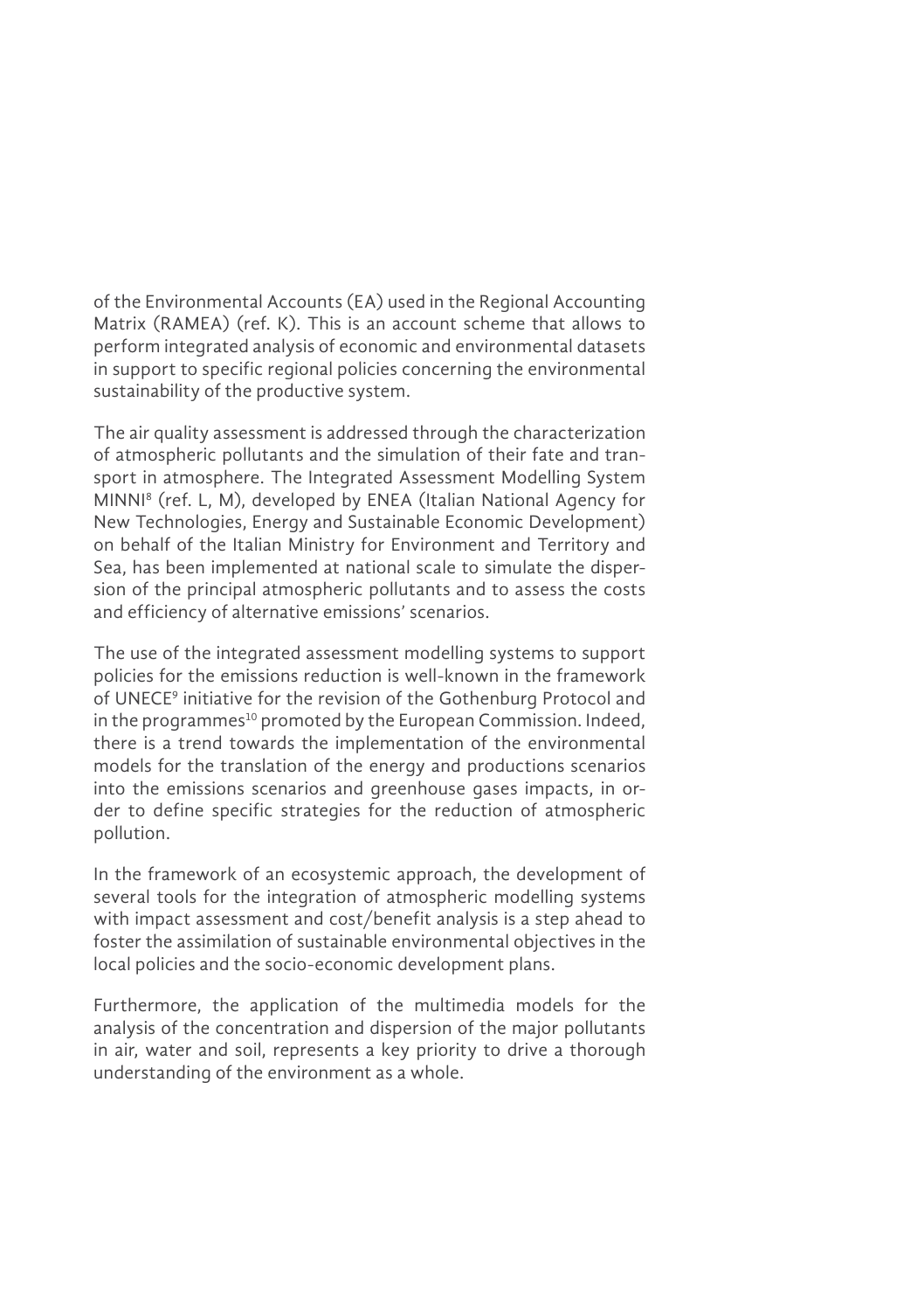of the Environmental Accounts (EA) used in the Regional Accounting Matrix (RAMEA) (ref. K). This is an account scheme that allows to perform integrated analysis of economic and environmental datasets in support to specific regional policies concerning the environmental sustainability of the productive system.

The air quality assessment is addressed through the characterization of atmospheric pollutants and the simulation of their fate and transport in atmosphere. The Integrated Assessment Modelling System MINNI[8] (ref. L, M), developed by ENEA (Italian National Agency for New Technologies, Energy and Sustainable Economic Development) on behalf of the Italian Ministry for Environment and Territory and Sea, has been implemented at national scale to simulate the dispersion of the principal atmospheric pollutants and to assess the costs and efficiency of alternative emissions' scenarios.

The use of the integrated assessment modelling systems to support policies for the emissions reduction is well-known in the framework of UNECE[9] initiative for the revision of the Gothenburg Protocol and in the programmes[10] promoted by the European Commission. Indeed, there is a trend towards the implementation of the environmental models for the translation of the energy and productions scenarios into the emissions scenarios and greenhouse gases impacts, in order to define specific strategies for the reduction of atmospheric pollution.

In the framework of an ecosystemic approach, the development of several tools for the integration of atmospheric modelling systems with impact assessment and cost/benefit analysis is a step ahead to foster the assimilation of sustainable environmental objectives in the local policies and the socio-economic development plans.

Furthermore, the application of the multimedia models for the analysis of the concentration and dispersion of the major pollutants in air, water and soil, represents a key priority to drive a thorough understanding of the environment as a whole.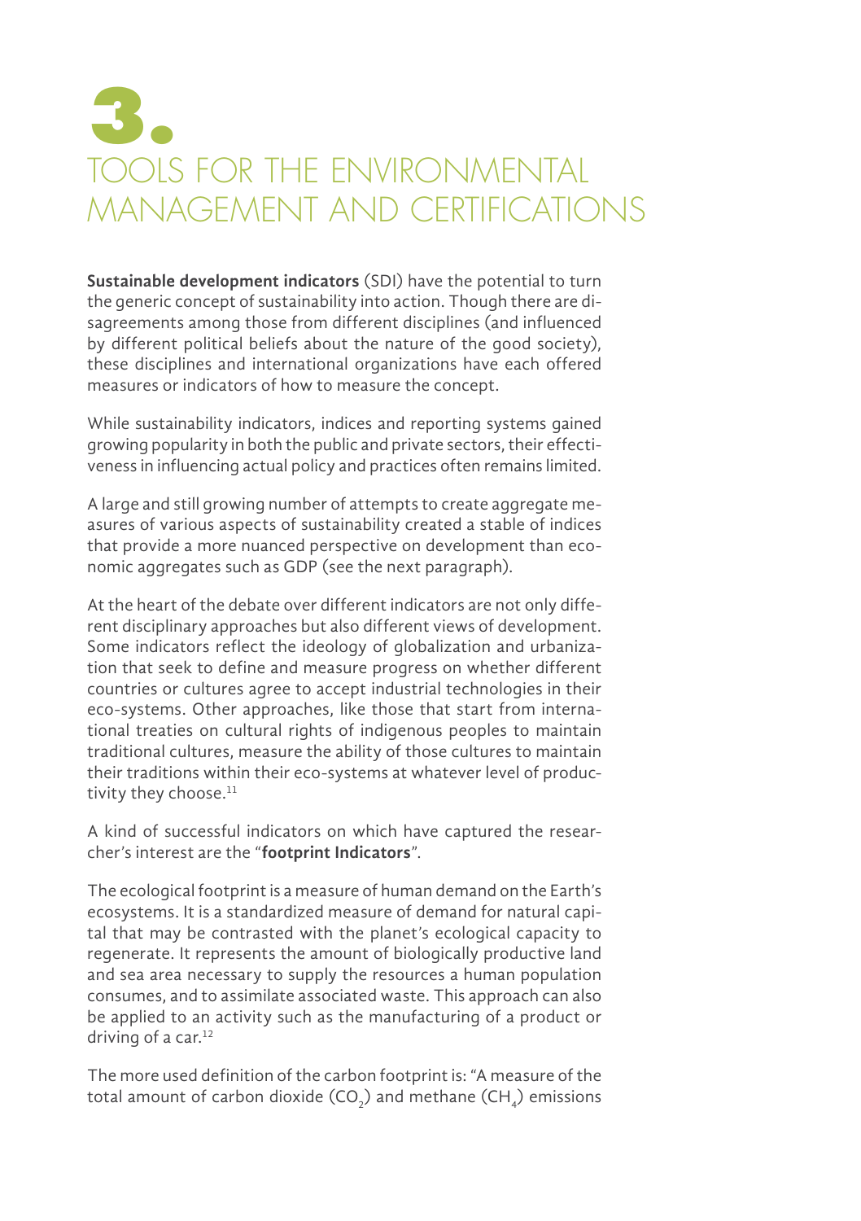# 3. TOOLS FOR THE ENVIRONMENTAL MANAGEMENT AND CERTIFICATIONS

**Sustainable development indicators** (SDI) have the potential to turn the generic concept of sustainability into action. Though there are disagreements among those from different disciplines (and influenced by different political beliefs about the nature of the good society), these disciplines and international organizations have each offered measures or indicators of how to measure the concept.

While sustainability indicators, indices and reporting systems gained growing popularity in both the public and private sectors, their effectiveness in influencing actual policy and practices often remains limited.

A large and still growing number of attempts to create aggregate measures of various aspects of sustainability created a stable of indices that provide a more nuanced perspective on development than economic aggregates such as GDP (see the next paragraph).

At the heart of the debate over different indicators are not only different disciplinary approaches but also different views of development. Some indicators reflect the ideology of globalization and urbanization that seek to define and measure progress on whether different countries or cultures agree to accept industrial technologies in their eco-systems. Other approaches, like those that start from international treaties on cultural rights of indigenous peoples to maintain traditional cultures, measure the ability of those cultures to maintain their traditions within their eco-systems at whatever level of productivity they choose.[11]

A kind of successful indicators on which have captured the researcher's interest are the "**footprint Indicators**".

The ecological footprint is a measure of human demand on the Earth's ecosystems. It is a standardized measure of demand for natural capital that may be contrasted with the planet's ecological capacity to regenerate. It represents the amount of biologically productive land and sea area necessary to supply the resources a human population consumes, and to assimilate associated waste. This approach can also be applied to an activity such as the manufacturing of a product or driving of a car.[12]

The more used definition of the carbon footprint is: "A measure of the total amount of carbon dioxide ($CO_2$) and methane ($CH_4$) emissions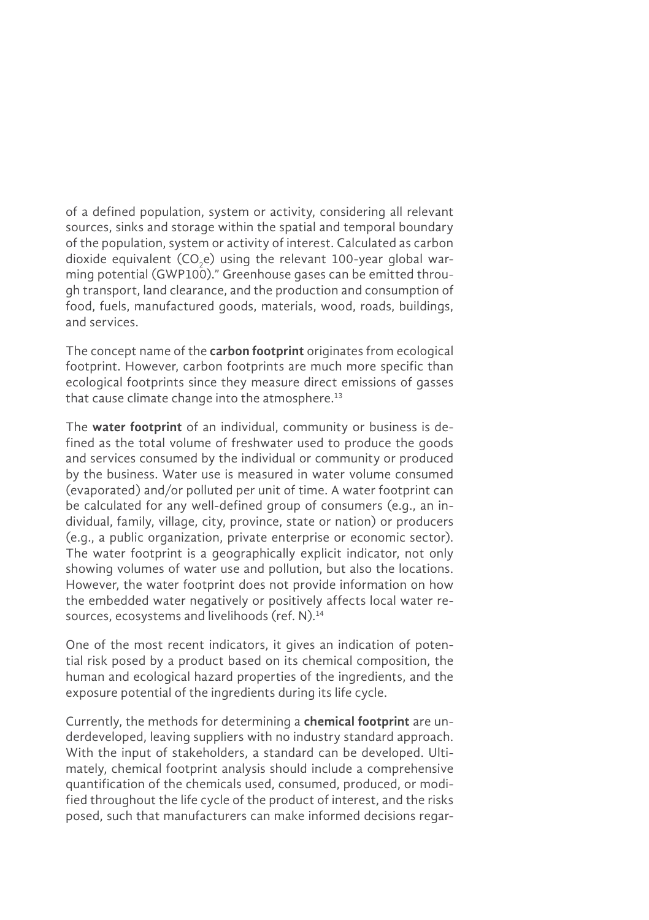of a defined population, system or activity, considering all relevant sources, sinks and storage within the spatial and temporal boundary of the population, system or activity of interest. Calculated as carbon dioxide equivalent ($CO_2e$) using the relevant 100-year global warming potential (GWP100)." Greenhouse gases can be emitted through transport, land clearance, and the production and consumption of food, fuels, manufactured goods, materials, wood, roads, buildings, and services.

The concept name of the **carbon footprint** originates from ecological footprint. However, carbon footprints are much more specific than ecological footprints since they measure direct emissions of gasses that cause climate change into the atmosphere.[13]

The **water footprint** of an individual, community or business is defined as the total volume of freshwater used to produce the goods and services consumed by the individual or community or produced by the business. Water use is measured in water volume consumed (evaporated) and/or polluted per unit of time. A water footprint can be calculated for any well-defined group of consumers (e.g., an individual, family, village, city, province, state or nation) or producers (e.g., a public organization, private enterprise or economic sector). The water footprint is a geographically explicit indicator, not only showing volumes of water use and pollution, but also the locations. However, the water footprint does not provide information on how the embedded water negatively or positively affects local water resources, ecosystems and livelihoods (ref. N).[14]

One of the most recent indicators, it gives an indication of potential risk posed by a product based on its chemical composition, the human and ecological hazard properties of the ingredients, and the exposure potential of the ingredients during its life cycle.

Currently, the methods for determining a **chemical footprint** are underdeveloped, leaving suppliers with no industry standard approach. With the input of stakeholders, a standard can be developed. Ultimately, chemical footprint analysis should include a comprehensive quantification of the chemicals used, consumed, produced, or modified throughout the life cycle of the product of interest, and the risks posed, such that manufacturers can make informed decisions regar-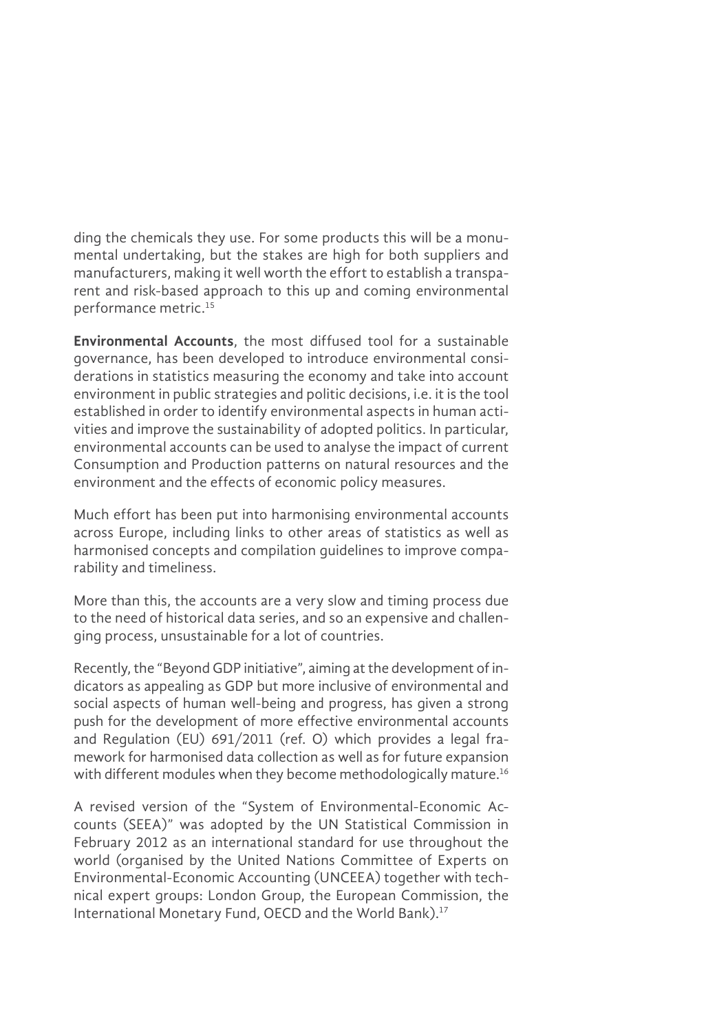ding the chemicals they use. For some products this will be a monumental undertaking, but the stakes are high for both suppliers and manufacturers, making it well worth the effort to establish a transparent and risk-based approach to this up and coming environmental performance metric.[15]

**Environmental Accounts**, the most diffused tool for a sustainable governance, has been developed to introduce environmental considerations in statistics measuring the economy and take into account environment in public strategies and politic decisions, i.e. it is the tool established in order to identify environmental aspects in human activities and improve the sustainability of adopted politics. In particular, environmental accounts can be used to analyse the impact of current Consumption and Production patterns on natural resources and the environment and the effects of economic policy measures.

Much effort has been put into harmonising environmental accounts across Europe, including links to other areas of statistics as well as harmonised concepts and compilation guidelines to improve comparability and timeliness.

More than this, the accounts are a very slow and timing process due to the need of historical data series, and so an expensive and challenging process, unsustainable for a lot of countries.

Recently, the "Beyond GDP initiative", aiming at the development of indicators as appealing as GDP but more inclusive of environmental and social aspects of human well-being and progress, has given a strong push for the development of more effective environmental accounts and Regulation (EU) 691/2011 (ref. O) which provides a legal framework for harmonised data collection as well as for future expansion with different modules when they become methodologically mature.[16]

A revised version of the "System of Environmental-Economic Accounts (SEEA)" was adopted by the UN Statistical Commission in February 2012 as an international standard for use throughout the world (organised by the United Nations Committee of Experts on Environmental-Economic Accounting (UNCEEA) together with technical expert groups: London Group, the European Commission, the International Monetary Fund, OECD and the World Bank).[17]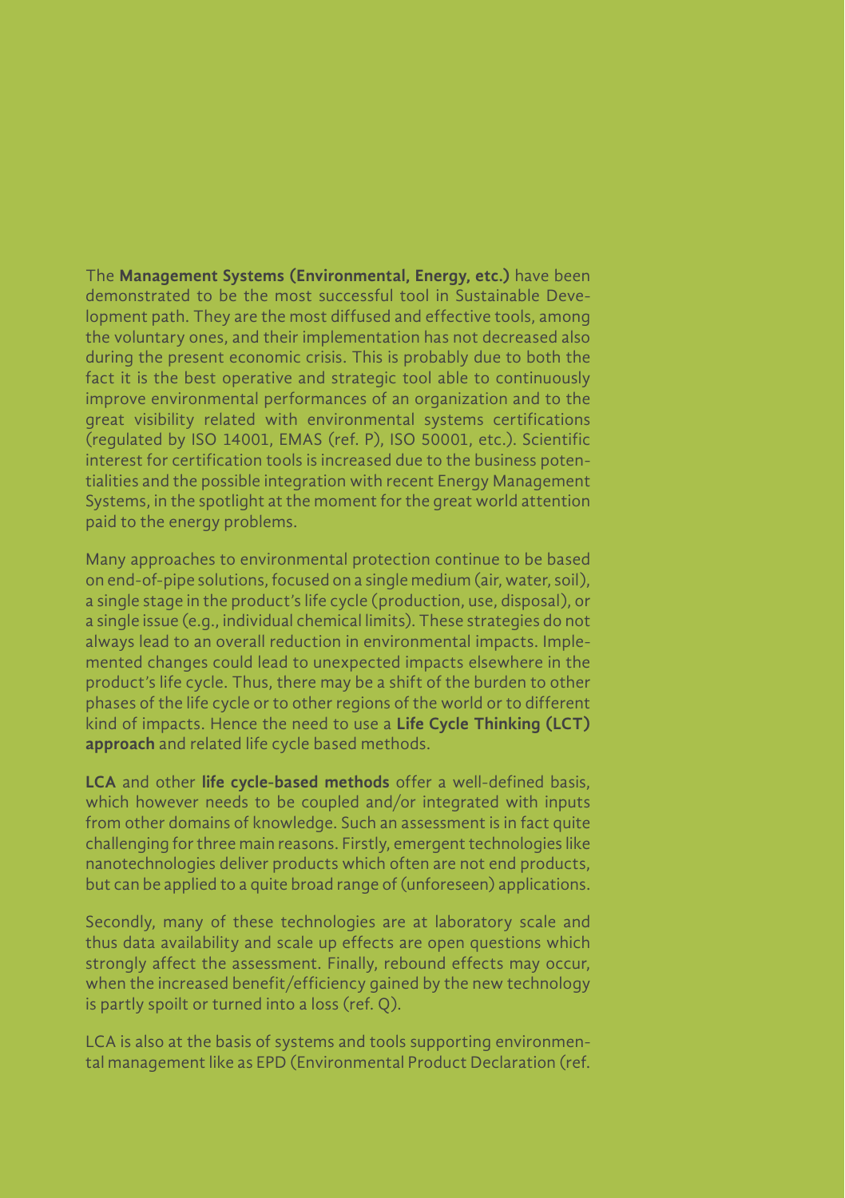The **Management Systems (Environmental, Energy, etc.)** have been demonstrated to be the most successful tool in Sustainable Development path. They are the most diffused and effective tools, among the voluntary ones, and their implementation has not decreased also during the present economic crisis. This is probably due to both the fact it is the best operative and strategic tool able to continuously improve environmental performances of an organization and to the great visibility related with environmental systems certifications (regulated by ISO 14001, EMAS (ref. P), ISO 50001, etc.). Scientific interest for certification tools is increased due to the business potentialities and the possible integration with recent Energy Management Systems, in the spotlight at the moment for the great world attention paid to the energy problems.

Many approaches to environmental protection continue to be based on end-of-pipe solutions, focused on a single medium (air, water, soil), a single stage in the product's life cycle (production, use, disposal), or a single issue (e.g., individual chemical limits). These strategies do not always lead to an overall reduction in environmental impacts. Implemented changes could lead to unexpected impacts elsewhere in the product's life cycle. Thus, there may be a shift of the burden to other phases of the life cycle or to other regions of the world or to different kind of impacts. Hence the need to use a **Life Cycle Thinking (LCT) approach** and related life cycle based methods.

**LCA** and other **life cycle-based methods** offer a well-defined basis, which however needs to be coupled and/or integrated with inputs from other domains of knowledge. Such an assessment is in fact quite challenging for three main reasons. Firstly, emergent technologies like nanotechnologies deliver products which often are not end products, but can be applied to a quite broad range of (unforeseen) applications.

Secondly, many of these technologies are at laboratory scale and thus data availability and scale up effects are open questions which strongly affect the assessment. Finally, rebound effects may occur, when the increased benefit/efficiency gained by the new technology is partly spoilt or turned into a loss (ref. Q).

LCA is also at the basis of systems and tools supporting environmental management like as EPD (Environmental Product Declaration (ref.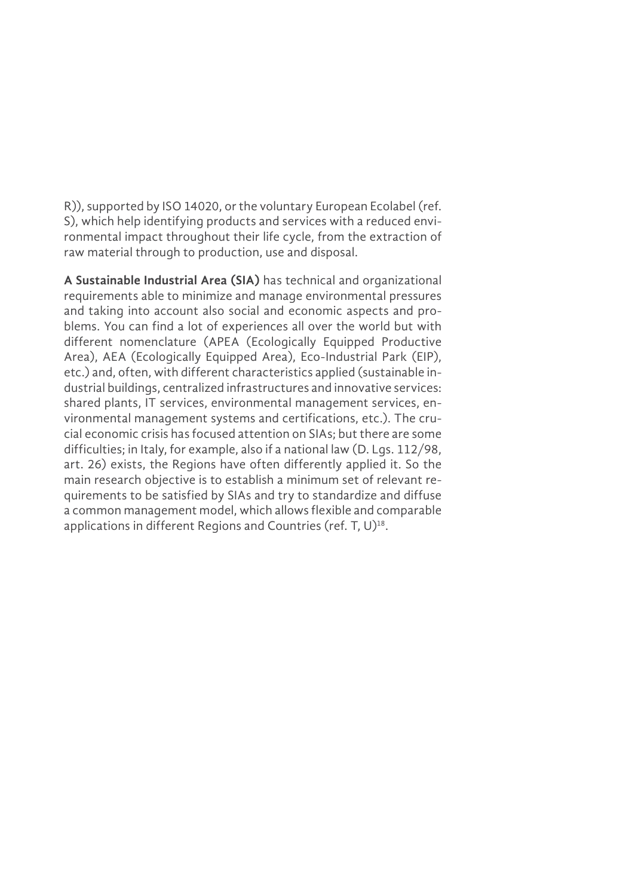R)), supported by ISO 14020, or the voluntary European Ecolabel (ref. S), which help identifying products and services with a reduced environmental impact throughout their life cycle, from the extraction of raw material through to production, use and disposal.

**A Sustainable Industrial Area (SIA)** has technical and organizational requirements able to minimize and manage environmental pressures and taking into account also social and economic aspects and problems. You can find a lot of experiences all over the world but with different nomenclature (APEA (Ecologically Equipped Productive Area), AEA (Ecologically Equipped Area), Eco-Industrial Park (EIP), etc.) and, often, with different characteristics applied (sustainable industrial buildings, centralized infrastructures and innovative services: shared plants, IT services, environmental management services, environmental management systems and certifications, etc.). The crucial economic crisis has focused attention on SIAs; but there are some difficulties; in Italy, for example, also if a national law (D. Lgs. 112/98, art. 26) exists, the Regions have often differently applied it. So the main research objective is to establish a minimum set of relevant requirements to be satisfied by SIAs and try to standardize and diffuse a common management model, which allows flexible and comparable applications in different Regions and Countries (ref. T, U)[18].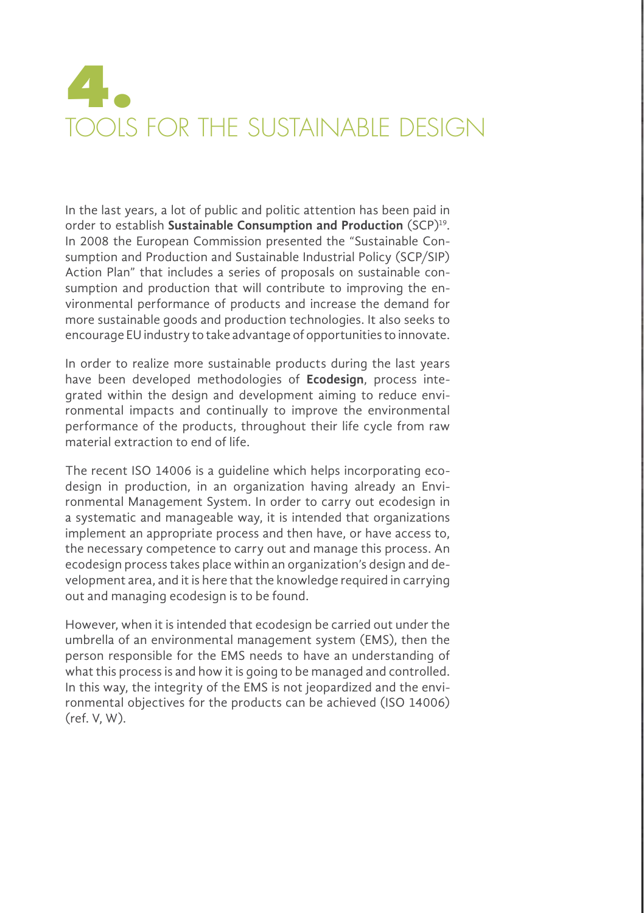# 4. TOOLS FOR THE SUSTAINABLE DESIGN

In the last years, a lot of public and politic attention has been paid in order to establish **Sustainable Consumption and Production** (SCP)[19]. In 2008 the European Commission presented the "Sustainable Consumption and Production and Sustainable Industrial Policy (SCP/SIP) Action Plan" that includes a series of proposals on sustainable consumption and production that will contribute to improving the environmental performance of products and increase the demand for more sustainable goods and production technologies. It also seeks to encourage EU industry to take advantage of opportunities to innovate.

In order to realize more sustainable products during the last years have been developed methodologies of **Ecodesign**, process integrated within the design and development aiming to reduce environmental impacts and continually to improve the environmental performance of the products, throughout their life cycle from raw material extraction to end of life.

The recent ISO 14006 is a guideline which helps incorporating ecodesign in production, in an organization having already an Environmental Management System. In order to carry out ecodesign in a systematic and manageable way, it is intended that organizations implement an appropriate process and then have, or have access to, the necessary competence to carry out and manage this process. An ecodesign process takes place within an organization's design and development area, and it is here that the knowledge required in carrying out and managing ecodesign is to be found.

However, when it is intended that ecodesign be carried out under the umbrella of an environmental management system (EMS), then the person responsible for the EMS needs to have an understanding of what this process is and how it is going to be managed and controlled. In this way, the integrity of the EMS is not jeopardized and the environmental objectives for the products can be achieved (ISO 14006) (ref. V, W).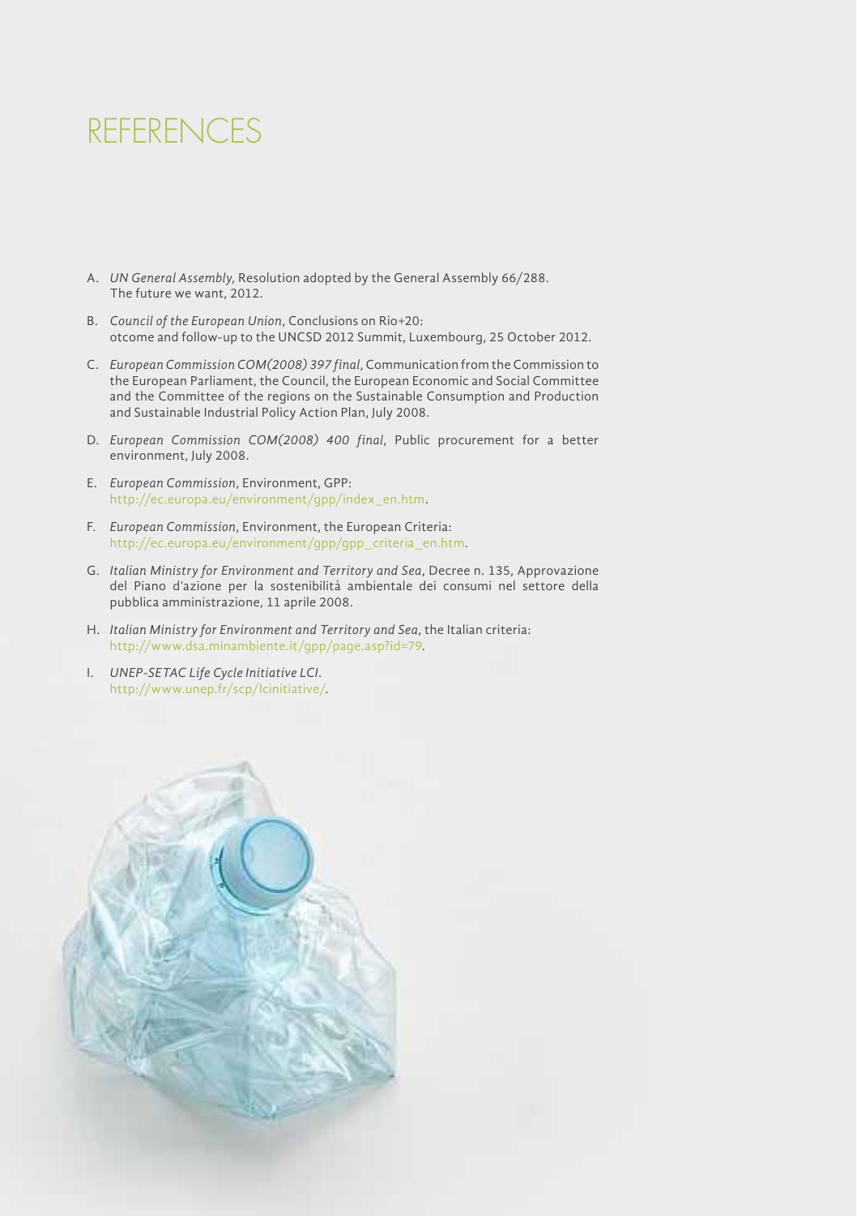# REFERENCES

A. *UN General Assembly*, Resolution adopted by the General Assembly 66/288. The future we want, 2012.

B. *Council of the European Union*, Conclusions on Rio+20: otcome and follow-up to the UNCSD 2012 Summit, Luxembourg, 25 October 2012.

C. *European Commission COM(2008) 397 final*, Communication from the Commission to the European Parliament, the Council, the European Economic and Social Committee and the Committee of the regions on the Sustainable Consumption and Production and Sustainable Industrial Policy Action Plan, July 2008.

D. *European Commission COM(2008) 400 final*, Public procurement for a better environment, July 2008.

E. *European Commission*, Environment, GPP: http://ec.europa.eu/environment/gpp/index_en.htm.

F. *European Commission*, Environment, the European Criteria: http://ec.europa.eu/environment/gpp/gpp_criteria_en.htm.

G. *Italian Ministry for Environment and Territory and Sea*, Decree n. 135, Approvazione del Piano d'azione per la sostenibilità ambientale dei consumi nel settore della pubblica amministrazione, 11 aprile 2008.

H. *Italian Ministry for Environment and Territory and Sea*, the Italian criteria: http://www.dsa.minambiente.it/gpp/page.asp?id=79.

I. *UNEP-SETAC Life Cycle Initiative LCI*. http://www.unep.fr/scp/lcinitiative/.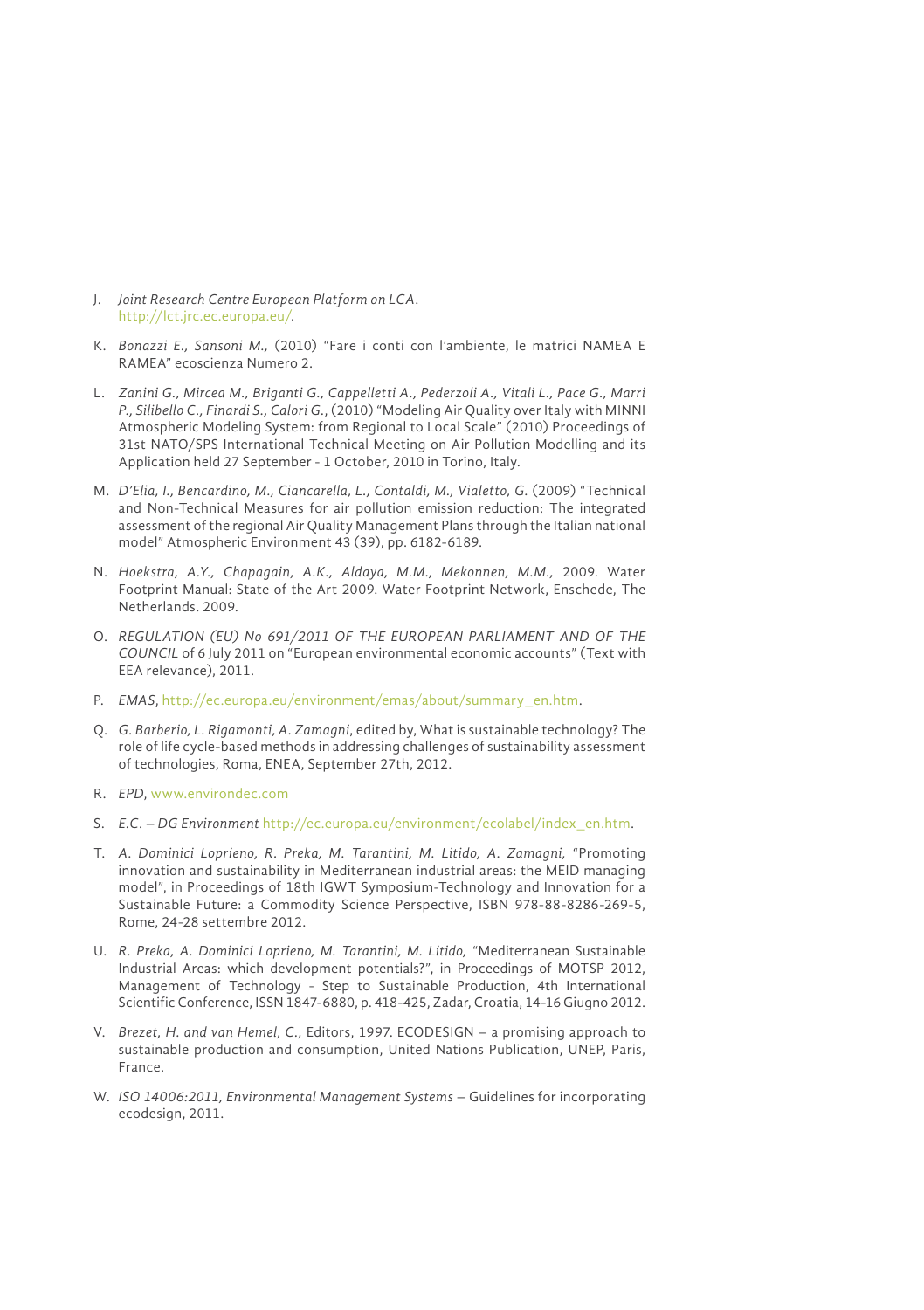J. *Joint Research Centre European Platform on LCA*. http://lct.jrc.ec.europa.eu/.

K. *Bonazzi E., Sansoni M.,* (2010) "Fare i conti con l'ambiente, le matrici NAMEA E RAMEA" ecoscienza Numero 2.

L. *Zanini G., Mircea M., Briganti G., Cappelletti A., Pederzoli A., Vitali L., Pace G., Marri P., Silibello C., Finardi S., Calori G.*, (2010) "Modeling Air Quality over Italy with MINNI Atmospheric Modeling System: from Regional to Local Scale" (2010) Proceedings of 31st NATO/SPS International Technical Meeting on Air Pollution Modelling and its Application held 27 September - 1 October, 2010 in Torino, Italy.

M. *D'Elia, I., Bencardino, M., Ciancarella, L., Contaldi, M., Vialetto, G.* (2009) "Technical and Non-Technical Measures for air pollution emission reduction: The integrated assessment of the regional Air Quality Management Plans through the Italian national model" Atmospheric Environment 43 (39), pp. 6182-6189.

N. *Hoekstra, A.Y., Chapagain, A.K., Aldaya, M.M., Mekonnen, M.M.,* 2009. Water Footprint Manual: State of the Art 2009. Water Footprint Network, Enschede, The Netherlands. 2009.

O. *REGULATION (EU) No 691/2011 OF THE EUROPEAN PARLIAMENT AND OF THE COUNCIL* of 6 July 2011 on "European environmental economic accounts" (Text with EEA relevance), 2011.

P. *EMAS*, http://ec.europa.eu/environment/emas/about/summary_en.htm.

Q. *G. Barberio, L. Rigamonti, A. Zamagni*, edited by, What is sustainable technology? The role of life cycle-based methods in addressing challenges of sustainability assessment of technologies, Roma, ENEA, September 27th, 2012.

R. *EPD*, www.environdec.com

S. *E.C. – DG Environment* http://ec.europa.eu/environment/ecolabel/index_en.htm.

T. *A. Dominici Loprieno, R. Preka, M. Tarantini, M. Litido, A. Zamagni,* "Promoting innovation and sustainability in Mediterranean industrial areas: the MEID managing model", in Proceedings of 18th IGWT Symposium-Technology and Innovation for a Sustainable Future: a Commodity Science Perspective, ISBN 978-88-8286-269-5, Rome, 24-28 settembre 2012.

U. *R. Preka, A. Dominici Loprieno, M. Tarantini, M. Litido,* "Mediterranean Sustainable Industrial Areas: which development potentials?", in Proceedings of MOTSP 2012, Management of Technology - Step to Sustainable Production, 4th International Scientific Conference, ISSN 1847-6880, p. 418-425, Zadar, Croatia, 14-16 Giugno 2012.

V. *Brezet, H. and van Hemel, C.,* Editors, 1997. ECODESIGN – a promising approach to sustainable production and consumption, United Nations Publication, UNEP, Paris, France.

W. *ISO 14006:2011, Environmental Management Systems* – Guidelines for incorporating ecodesign, 2011.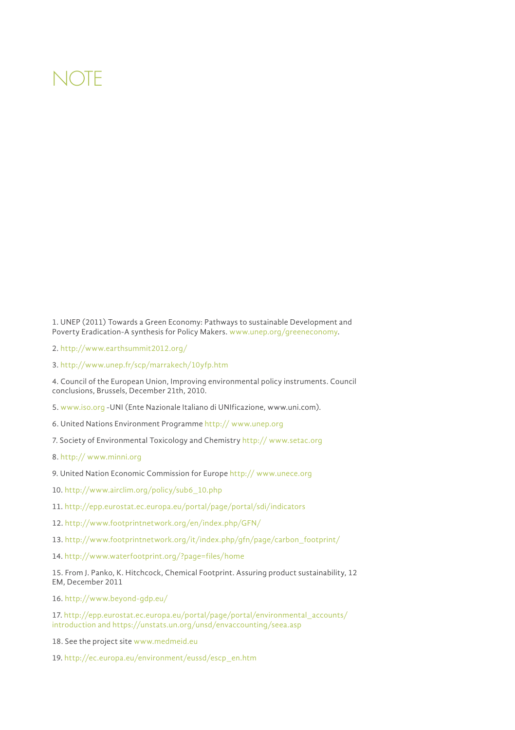# NOTE

1. UNEP (2011) Towards a Green Economy: Pathways to sustainable Development and Poverty Eradication-A synthesis for Policy Makers. www.unep.org/greeneconomy.

2. http://www.earthsummit2012.org/

3. http://www.unep.fr/scp/marrakech/10yfp.htm

4. Council of the European Union, Improving environmental policy instruments. Council conclusions, Brussels, December 21th, 2010.

5. www.iso.org -UNI (Ente Nazionale Italiano di UNIficazione, www.uni.com).

6. United Nations Environment Programme http:// www.unep.org

7. Society of Environmental Toxicology and Chemistry http:// www.setac.org

8. http:// www.minni.org

9. United Nation Economic Commission for Europe http:// www.unece.org

10. http://www.airclim.org/policy/sub6_10.php

11. http://epp.eurostat.ec.europa.eu/portal/page/portal/sdi/indicators

12. http://www.footprintnetwork.org/en/index.php/GFN/

13. http://www.footprintnetwork.org/it/index.php/gfn/page/carbon_footprint/

14. http://www.waterfootprint.org/?page=files/home

15. From J. Panko, K. Hitchcock, Chemical Footprint. Assuring product sustainability, 12 EM, December 2011

16. http://www.beyond-gdp.eu/

17. http://epp.eurostat.ec.europa.eu/portal/page/portal/environmental_accounts/introduction and https://unstats.un.org/unsd/envaccounting/seea.asp

18. See the project site www.medmeid.eu

19. http://ec.europa.eu/environment/eussd/escp_en.htm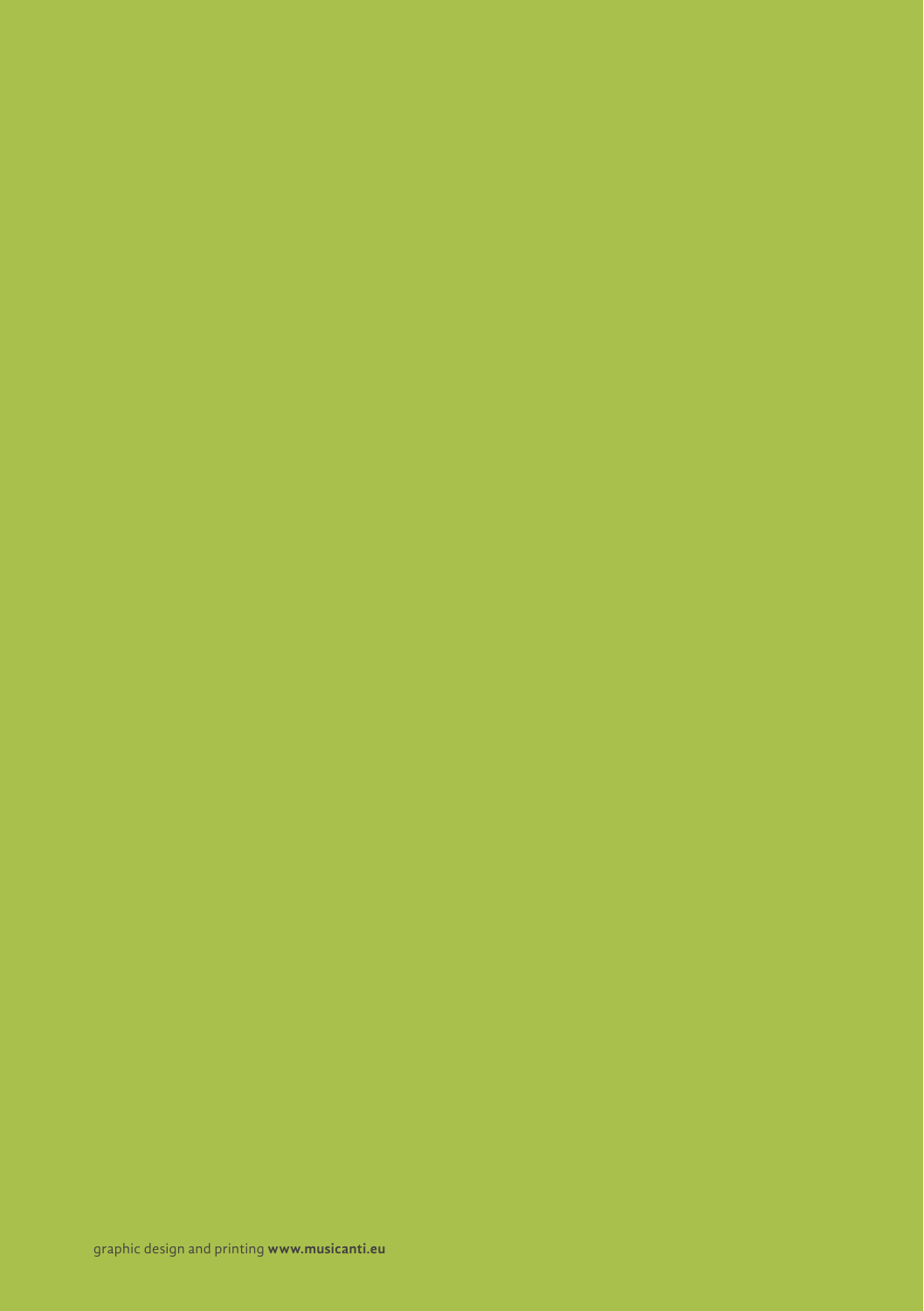graphic design and printing **www.musicanti.eu**